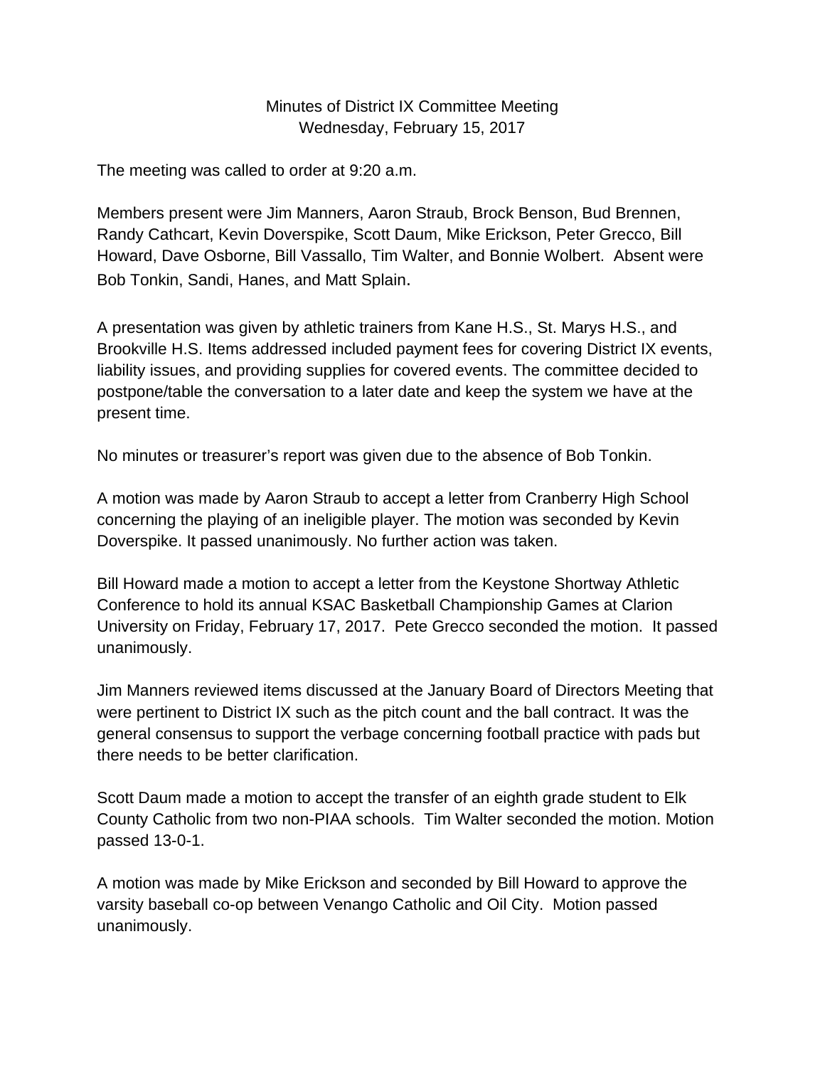Minutes of District IX Committee Meeting
Wednesday, February 15, 2017

The meeting was called to order at 9:20 a.m.

Members present were Jim Manners, Aaron Straub, Brock Benson, Bud Brennen, Randy Cathcart, Kevin Doverspike, Scott Daum, Mike Erickson, Peter Grecco, Bill Howard, Dave Osborne, Bill Vassallo, Tim Walter, and Bonnie Wolbert. Absent were Bob Tonkin, Sandi, Hanes, and Matt Splain.

A presentation was given by athletic trainers from Kane H.S., St. Marys H.S., and Brookville H.S. Items addressed included payment fees for covering District IX events, liability issues, and providing supplies for covered events. The committee decided to postpone/table the conversation to a later date and keep the system we have at the present time.

No minutes or treasurer's report was given due to the absence of Bob Tonkin.

A motion was made by Aaron Straub to accept a letter from Cranberry High School concerning the playing of an ineligible player. The motion was seconded by Kevin Doverspike. It passed unanimously. No further action was taken.

Bill Howard made a motion to accept a letter from the Keystone Shortway Athletic Conference to hold its annual KSAC Basketball Championship Games at Clarion University on Friday, February 17, 2017. Pete Grecco seconded the motion. It passed unanimously.

Jim Manners reviewed items discussed at the January Board of Directors Meeting that were pertinent to District IX such as the pitch count and the ball contract. It was the general consensus to support the verbage concerning football practice with pads but there needs to be better clarification.

Scott Daum made a motion to accept the transfer of an eighth grade student to Elk County Catholic from two non-PIAA schools. Tim Walter seconded the motion. Motion passed 13-0-1.

A motion was made by Mike Erickson and seconded by Bill Howard to approve the varsity baseball co-op between Venango Catholic and Oil City. Motion passed unanimously.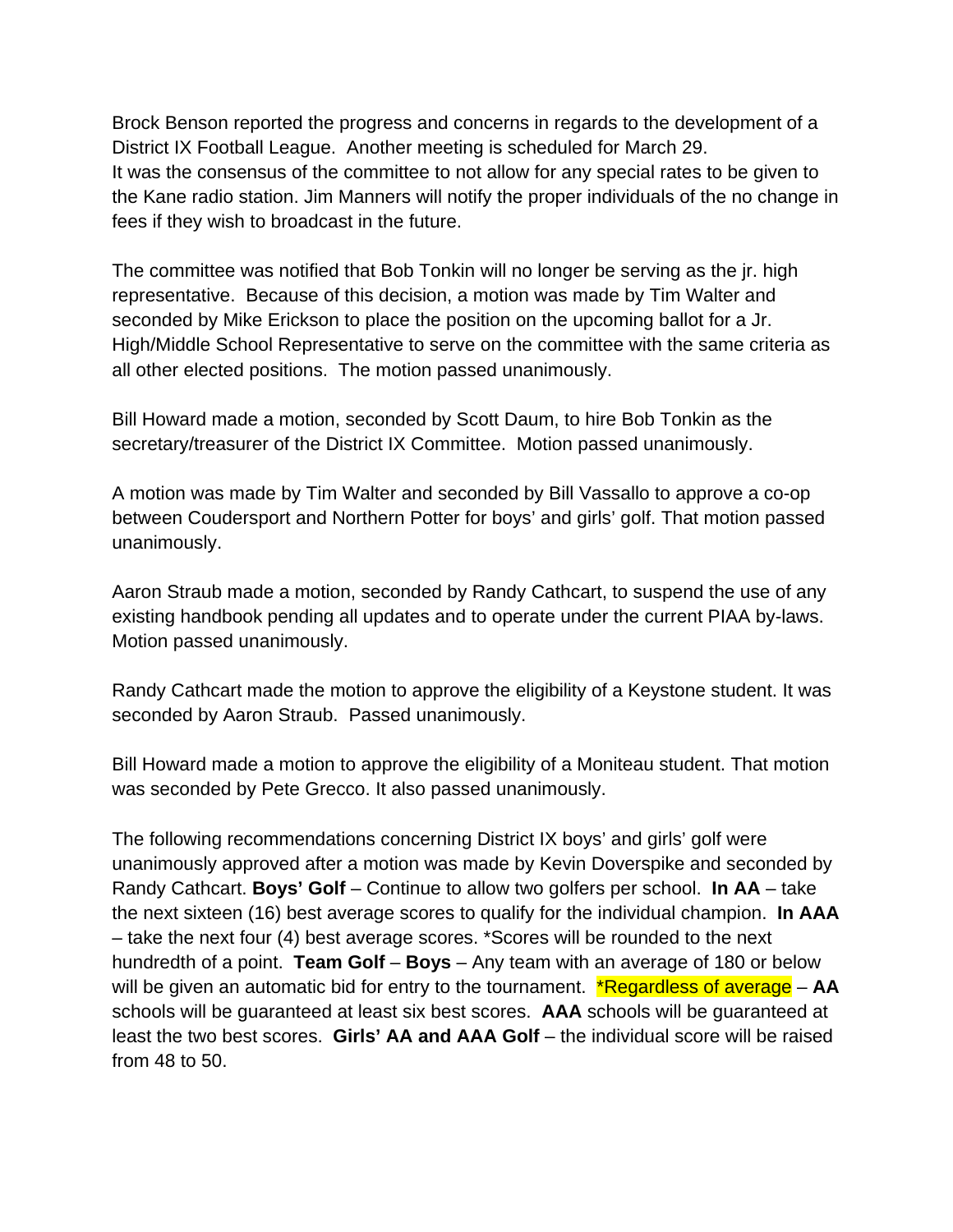Brock Benson reported the progress and concerns in regards to the development of a District IX Football League. Another meeting is scheduled for March 29.
It was the consensus of the committee to not allow for any special rates to be given to the Kane radio station. Jim Manners will notify the proper individuals of the no change in fees if they wish to broadcast in the future.

The committee was notified that Bob Tonkin will no longer be serving as the jr. high representative. Because of this decision, a motion was made by Tim Walter and seconded by Mike Erickson to place the position on the upcoming ballot for a Jr. High/Middle School Representative to serve on the committee with the same criteria as all other elected positions. The motion passed unanimously.

Bill Howard made a motion, seconded by Scott Daum, to hire Bob Tonkin as the secretary/treasurer of the District IX Committee. Motion passed unanimously.

A motion was made by Tim Walter and seconded by Bill Vassallo to approve a co-op between Coudersport and Northern Potter for boys' and girls' golf. That motion passed unanimously.

Aaron Straub made a motion, seconded by Randy Cathcart, to suspend the use of any existing handbook pending all updates and to operate under the current PIAA by-laws. Motion passed unanimously.

Randy Cathcart made the motion to approve the eligibility of a Keystone student. It was seconded by Aaron Straub. Passed unanimously.

Bill Howard made a motion to approve the eligibility of a Moniteau student. That motion was seconded by Pete Grecco. It also passed unanimously.

The following recommendations concerning District IX boys' and girls' golf were unanimously approved after a motion was made by Kevin Doverspike and seconded by Randy Cathcart. **Boys' Golf** – Continue to allow two golfers per school. **In AA** – take the next sixteen (16) best average scores to qualify for the individual champion. **In AAA** – take the next four (4) best average scores. *Scores will be rounded to the next hundredth of a point. **Team Golf** – **Boys** – Any team with an average of 180 or below will be given an automatic bid for entry to the tournament. *Regardless of average – **AA** schools will be guaranteed at least six best scores. **AAA** schools will be guaranteed at least the two best scores. **Girls' AA and AAA Golf** – the individual score will be raised from 48 to 50.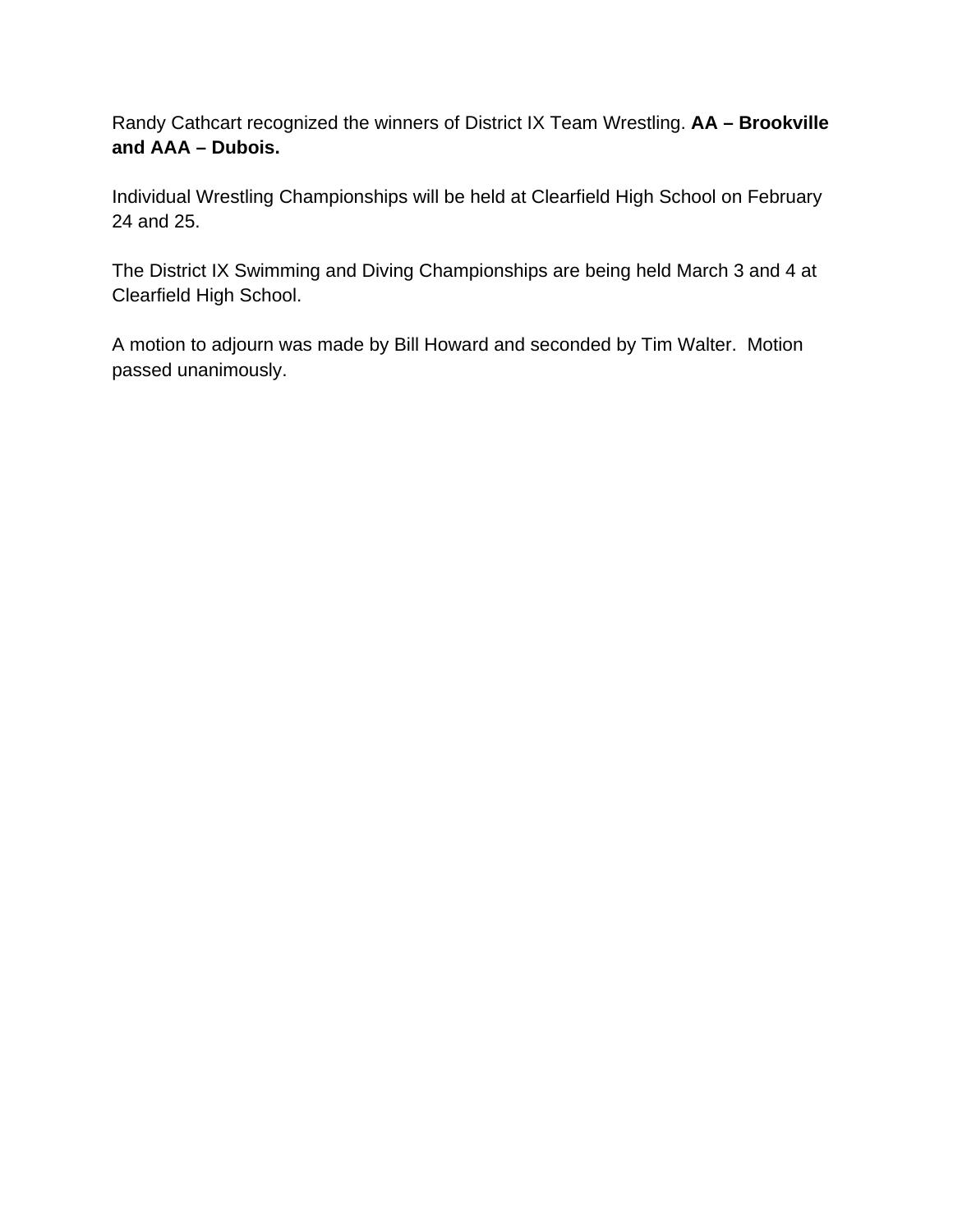Randy Cathcart recognized the winners of District IX Team Wrestling. **AA – Brookville and AAA – Dubois.**

Individual Wrestling Championships will be held at Clearfield High School on February 24 and 25.

The District IX Swimming and Diving Championships are being held March 3 and 4 at Clearfield High School.

A motion to adjourn was made by Bill Howard and seconded by Tim Walter. Motion passed unanimously.